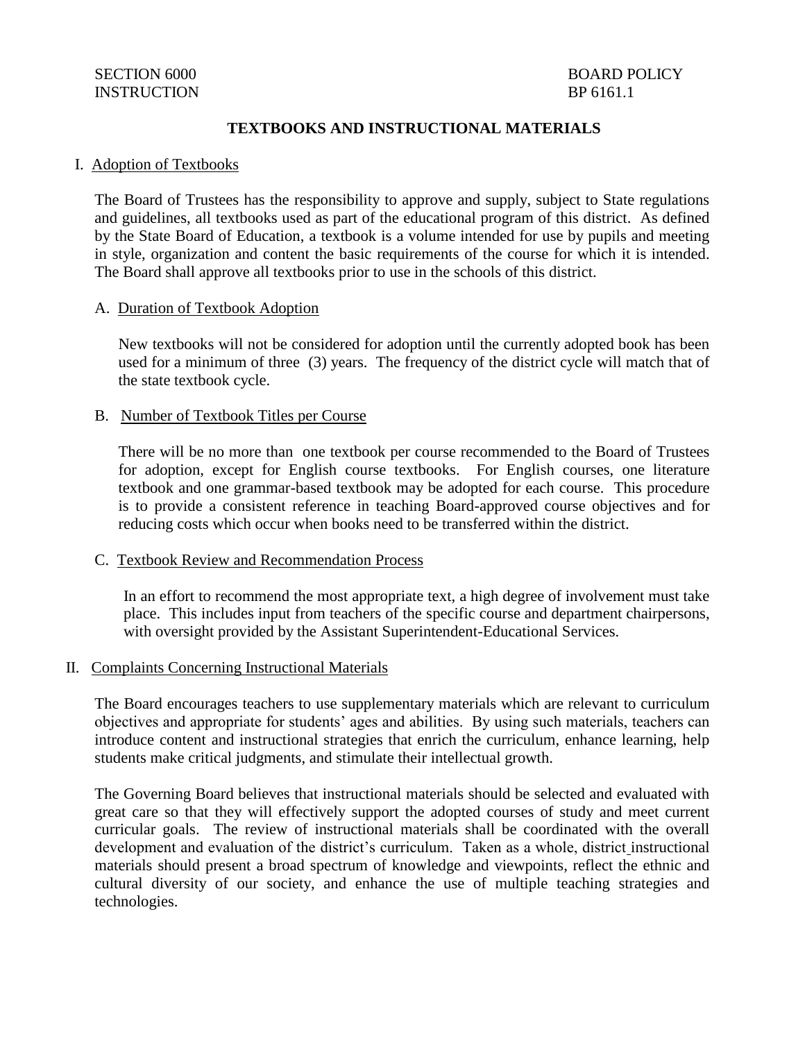SECTION 6000
INSTRUCTION

BOARD POLICY
BP 6161.1

# TEXTBOOKS AND INSTRUCTIONAL MATERIALS

## I. Adoption of Textbooks

The Board of Trustees has the responsibility to approve and supply, subject to State regulations and guidelines, all textbooks used as part of the educational program of this district. As defined by the State Board of Education, a textbook is a volume intended for use by pupils and meeting in style, organization and content the basic requirements of the course for which it is intended. The Board shall approve all textbooks prior to use in the schools of this district.

### A. Duration of Textbook Adoption

New textbooks will not be considered for adoption until the currently adopted book has been used for a minimum of three (3) years. The frequency of the district cycle will match that of the state textbook cycle.

### B. Number of Textbook Titles per Course

There will be no more than one textbook per course recommended to the Board of Trustees for adoption, except for English course textbooks. For English courses, one literature textbook and one grammar-based textbook may be adopted for each course. This procedure is to provide a consistent reference in teaching Board-approved course objectives and for reducing costs which occur when books need to be transferred within the district.

### C. Textbook Review and Recommendation Process

In an effort to recommend the most appropriate text, a high degree of involvement must take place. This includes input from teachers of the specific course and department chairpersons, with oversight provided by the Assistant Superintendent-Educational Services.

## II. Complaints Concerning Instructional Materials

The Board encourages teachers to use supplementary materials which are relevant to curriculum objectives and appropriate for students' ages and abilities. By using such materials, teachers can introduce content and instructional strategies that enrich the curriculum, enhance learning, help students make critical judgments, and stimulate their intellectual growth.

The Governing Board believes that instructional materials should be selected and evaluated with great care so that they will effectively support the adopted courses of study and meet current curricular goals. The review of instructional materials shall be coordinated with the overall development and evaluation of the district's curriculum. Taken as a whole, district instructional materials should present a broad spectrum of knowledge and viewpoints, reflect the ethnic and cultural diversity of our society, and enhance the use of multiple teaching strategies and technologies.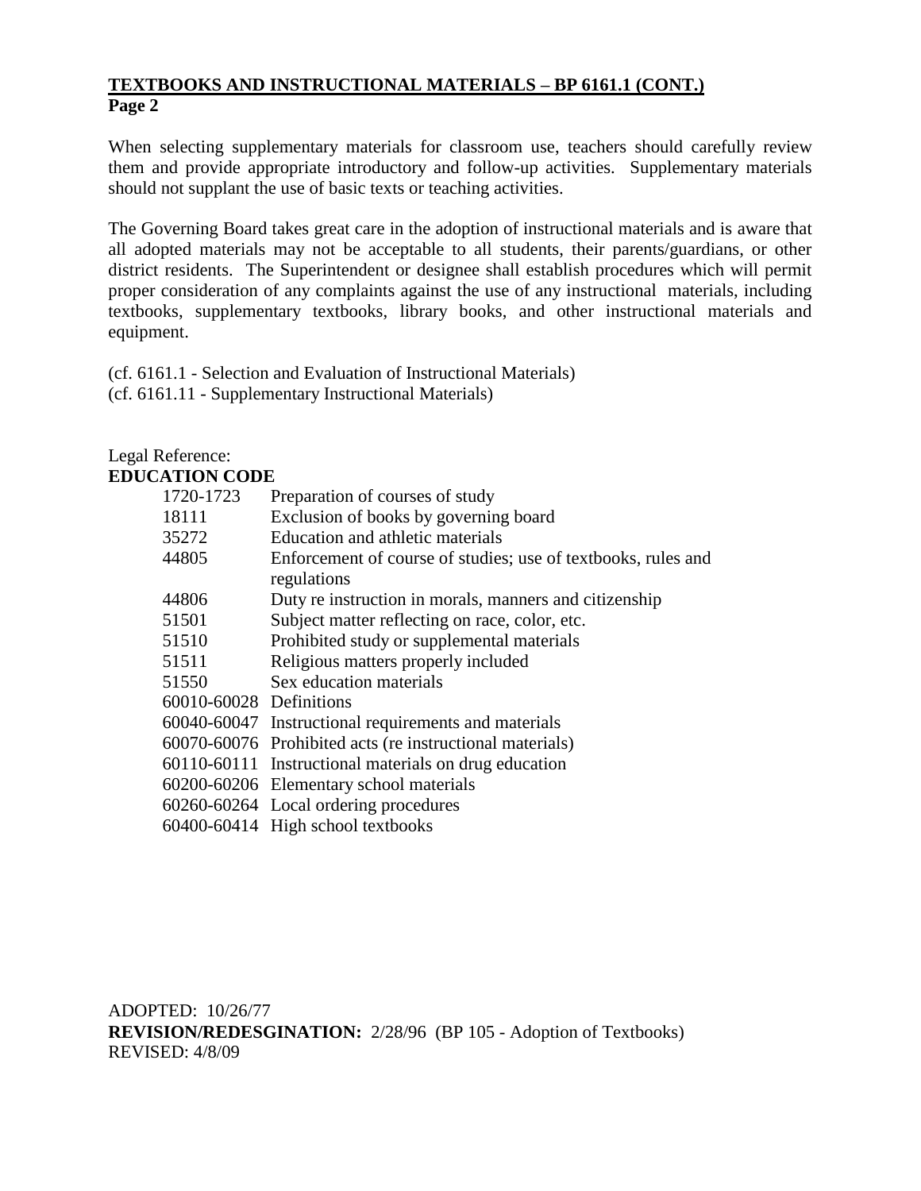**TEXTBOOKS AND INSTRUCTIONAL MATERIALS – BP 6161.1 (CONT.)**
**Page 2**

When selecting supplementary materials for classroom use, teachers should carefully review them and provide appropriate introductory and follow-up activities. Supplementary materials should not supplant the use of basic texts or teaching activities.

The Governing Board takes great care in the adoption of instructional materials and is aware that all adopted materials may not be acceptable to all students, their parents/guardians, or other district residents. The Superintendent or designee shall establish procedures which will permit proper consideration of any complaints against the use of any instructional materials, including textbooks, supplementary textbooks, library books, and other instructional materials and equipment.

(cf. 6161.1 - Selection and Evaluation of Instructional Materials)
(cf. 6161.11 - Supplementary Instructional Materials)

Legal Reference:
**EDUCATION CODE**

| | |
|---|---|
| 1720-1723 | Preparation of courses of study |
| 18111 | Exclusion of books by governing board |
| 35272 | Education and athletic materials |
| 44805 | Enforcement of course of studies; use of textbooks, rules and regulations |
| 44806 | Duty re instruction in morals, manners and citizenship |
| 51501 | Subject matter reflecting on race, color, etc. |
| 51510 | Prohibited study or supplemental materials |
| 51511 | Religious matters properly included |
| 51550 | Sex education materials |
| 60010-60028 | Definitions |
| 60040-60047 | Instructional requirements and materials |
| 60070-60076 | Prohibited acts (re instructional materials) |
| 60110-60111 | Instructional materials on drug education |
| 60200-60206 | Elementary school materials |
| 60260-60264 | Local ordering procedures |
| 60400-60414 | High school textbooks |

ADOPTED: 10/26/77
**REVISION/REDESGINATION:** 2/28/96 (BP 105 - Adoption of Textbooks)
REVISED: 4/8/09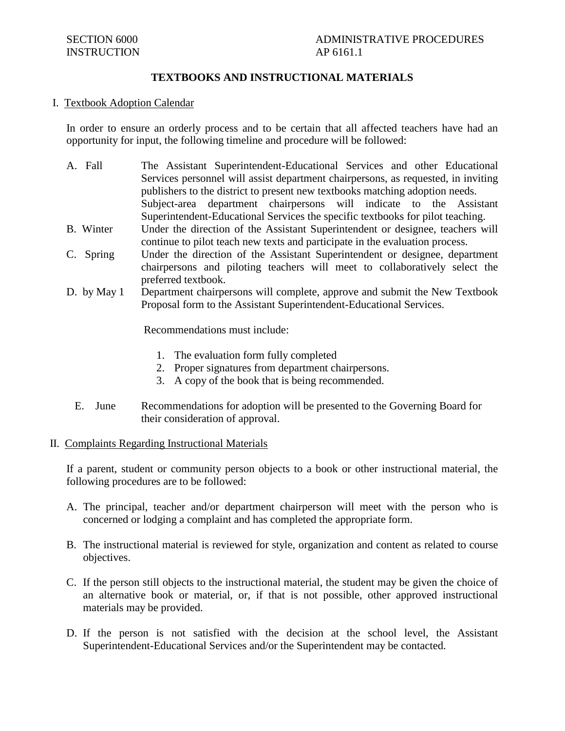SECTION 6000 INSTRUCTION

ADMINISTRATIVE PROCEDURES AP 6161.1

# TEXTBOOKS AND INSTRUCTIONAL MATERIALS

## I. Textbook Adoption Calendar

In order to ensure an orderly process and to be certain that all affected teachers have had an opportunity for input, the following timeline and procedure will be followed:

A. Fall — The Assistant Superintendent-Educational Services and other Educational Services personnel will assist department chairpersons, as requested, in inviting publishers to the district to present new textbooks matching adoption needs. Subject-area department chairpersons will indicate to the Assistant Superintendent-Educational Services the specific textbooks for pilot teaching.

B. Winter — Under the direction of the Assistant Superintendent or designee, teachers will continue to pilot teach new texts and participate in the evaluation process.

C. Spring — Under the direction of the Assistant Superintendent or designee, department chairpersons and piloting teachers will meet to collaboratively select the preferred textbook.

D. by May 1 — Department chairpersons will complete, approve and submit the New Textbook Proposal form to the Assistant Superintendent-Educational Services.

Recommendations must include:

1. The evaluation form fully completed
2. Proper signatures from department chairpersons.
3. A copy of the book that is being recommended.

E. June — Recommendations for adoption will be presented to the Governing Board for their consideration of approval.

## II. Complaints Regarding Instructional Materials

If a parent, student or community person objects to a book or other instructional material, the following procedures are to be followed:

A. The principal, teacher and/or department chairperson will meet with the person who is concerned or lodging a complaint and has completed the appropriate form.

B. The instructional material is reviewed for style, organization and content as related to course objectives.

C. If the person still objects to the instructional material, the student may be given the choice of an alternative book or material, or, if that is not possible, other approved instructional materials may be provided.

D. If the person is not satisfied with the decision at the school level, the Assistant Superintendent-Educational Services and/or the Superintendent may be contacted.